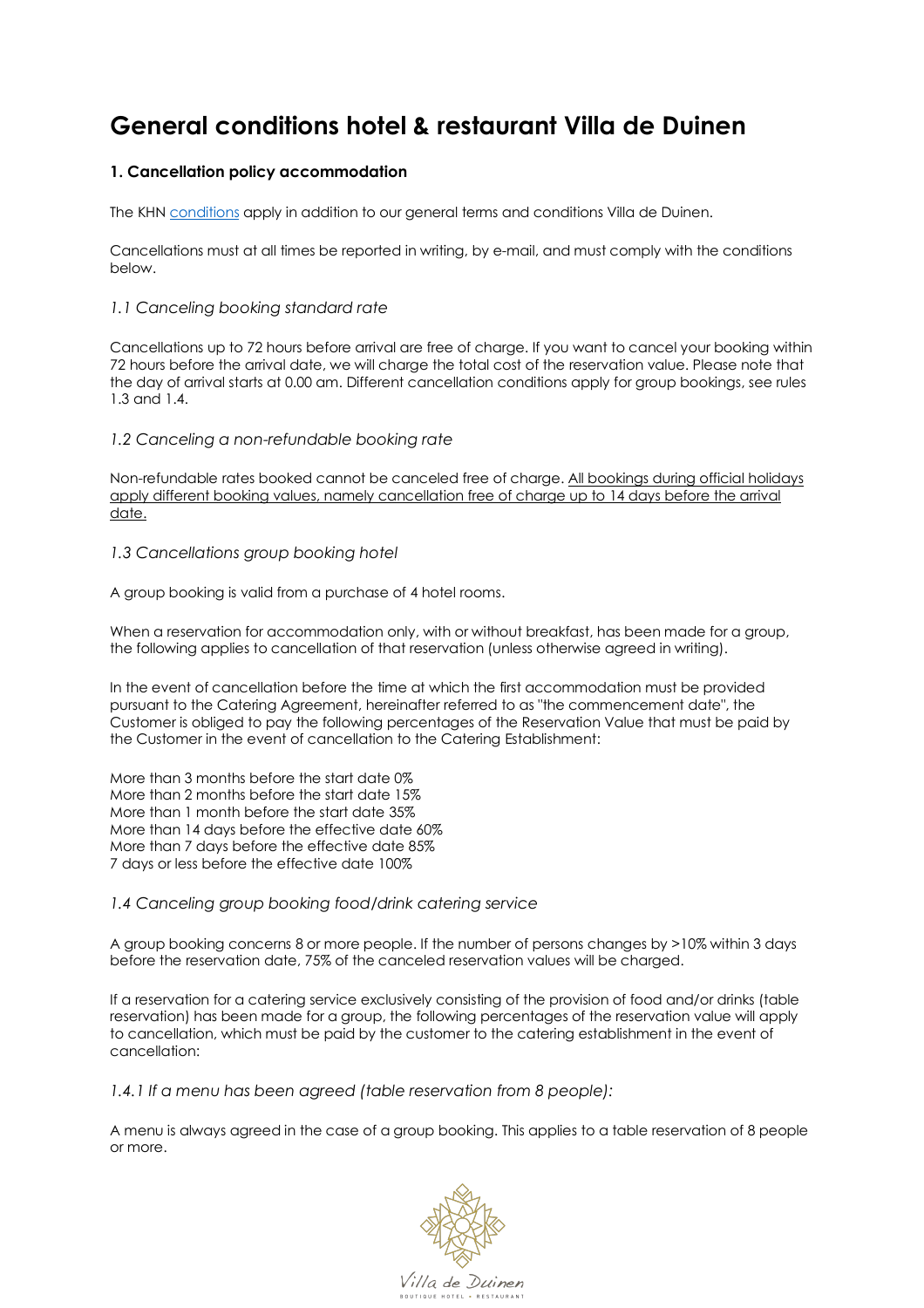# General conditions hotel & restaurant Villa de Duinen

### 1. Cancellation policy accommodation

The KHN conditions apply in addition to our general terms and conditions Villa de Duinen.

Cancellations must at all times be reported in writing, by e-mail, and must comply with the conditions below.

#### *1.1 Canceling booking standard rate*

Cancellations up to 72 hours before arrival are free of charge. If you want to cancel your booking within 72 hours before the arrival date, we will charge the total cost of the reservation value. Please note that the day of arrival starts at 0.00 am. Different cancellation conditions apply for group bookings, see rules 1.3 and 1.4.

#### *1.2 Canceling a non-refundable booking rate*

Non-refundable rates booked cannot be canceled free of charge. All bookings during official holidays apply different booking values, namely cancellation free of charge up to 14 days before the arrival date.

#### *1.3 Cancellations group booking hotel*

A group booking is valid from a purchase of 4 hotel rooms.

When a reservation for accommodation only, with or without breakfast, has been made for a group, the following applies to cancellation of that reservation (unless otherwise agreed in writing).

In the event of cancellation before the time at which the first accommodation must be provided pursuant to the Catering Agreement, hereinafter referred to as "the commencement date", the Customer is obliged to pay the following percentages of the Reservation Value that must be paid by the Customer in the event of cancellation to the Catering Establishment:

More than 3 months before the start date 0%
More than 2 months before the start date 15%
More than 1 month before the start date 35%
More than 14 days before the effective date 60%
More than 7 days before the effective date 85%
7 days or less before the effective date 100%

#### *1.4 Canceling group booking food/drink catering service*

A group booking concerns 8 or more people. If the number of persons changes by >10% within 3 days before the reservation date, 75% of the canceled reservation values will be charged.

If a reservation for a catering service exclusively consisting of the provision of food and/or drinks (table reservation) has been made for a group, the following percentages of the reservation value will apply to cancellation, which must be paid by the customer to the catering establishment in the event of cancellation:

#### *1.4.1 If a menu has been agreed (table reservation from 8 people):*

A menu is always agreed in the case of a group booking. This applies to a table reservation of 8 people or more.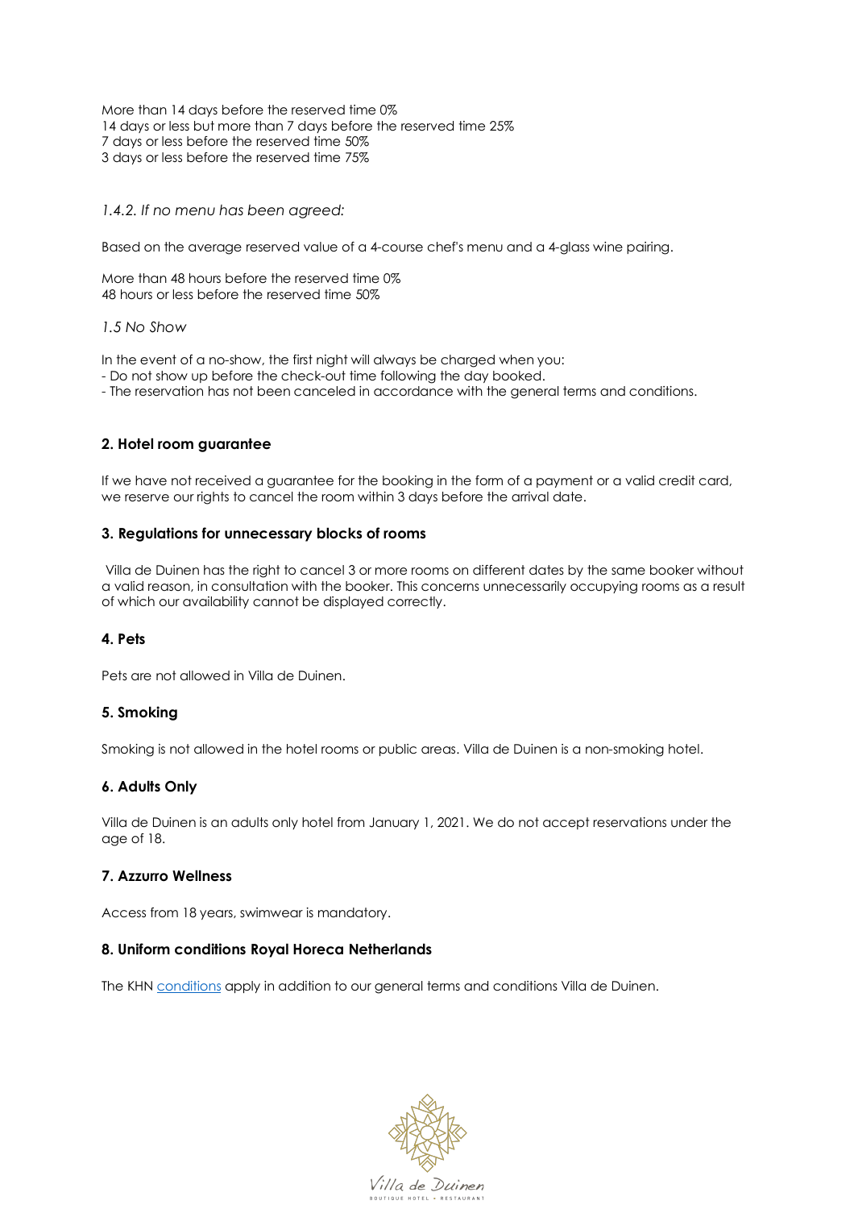More than 14 days before the reserved time 0%
14 days or less but more than 7 days before the reserved time 25%
7 days or less before the reserved time 50%
3 days or less before the reserved time 75%

*1.4.2. If no menu has been agreed:*

Based on the average reserved value of a 4-course chef's menu and a 4-glass wine pairing.

More than 48 hours before the reserved time 0%
48 hours or less before the reserved time 50%

*1.5 No Show*

In the event of a no-show, the first night will always be charged when you:
- Do not show up before the check-out time following the day booked.
- The reservation has not been canceled in accordance with the general terms and conditions.

### 2. Hotel room guarantee

If we have not received a guarantee for the booking in the form of a payment or a valid credit card, we reserve our rights to cancel the room within 3 days before the arrival date.

### 3. Regulations for unnecessary blocks of rooms

Villa de Duinen has the right to cancel 3 or more rooms on different dates by the same booker without a valid reason, in consultation with the booker. This concerns unnecessarily occupying rooms as a result of which our availability cannot be displayed correctly.

### 4. Pets

Pets are not allowed in Villa de Duinen.

### 5. Smoking

Smoking is not allowed in the hotel rooms or public areas. Villa de Duinen is a non-smoking hotel.

### 6. Adults Only

Villa de Duinen is an adults only hotel from January 1, 2021. We do not accept reservations under the age of 18.

### 7. Azzurro Wellness

Access from 18 years, swimwear is mandatory.

### 8. Uniform conditions Royal Horeca Netherlands

The KHN conditions apply in addition to our general terms and conditions Villa de Duinen.

Villa de Duinen
BOUTIQUE HOTEL + RESTAURANT